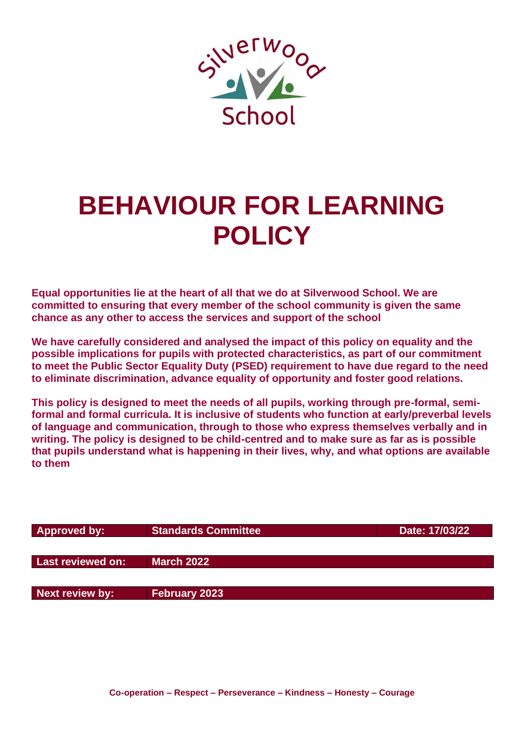Silverwood School

# BEHAVIOUR FOR LEARNING POLICY

**Equal opportunities lie at the heart of all that we do at Silverwood School. We are committed to ensuring that every member of the school community is given the same chance as any other to access the services and support of the school**

**We have carefully considered and analysed the impact of this policy on equality and the possible implications for pupils with protected characteristics, as part of our commitment to meet the Public Sector Equality Duty (PSED) requirement to have due regard to the need to eliminate discrimination, advance equality of opportunity and foster good relations.**

**This policy is designed to meet the needs of all pupils, working through pre-formal, semi-formal and formal curricula. It is inclusive of students who function at early/preverbal levels of language and communication, through to those who express themselves verbally and in writing. The policy is designed to be child-centred and to make sure as far as is possible that pupils understand what is happening in their lives, why, and what options are available to them**

| Approved by: | Standards Committee | Date: 17/03/22 |
|---|---|---|
| Last reviewed on: | March 2022 | |
| Next review by: | February 2023 | |

**Co-operation – Respect – Perseverance – Kindness – Honesty – Courage**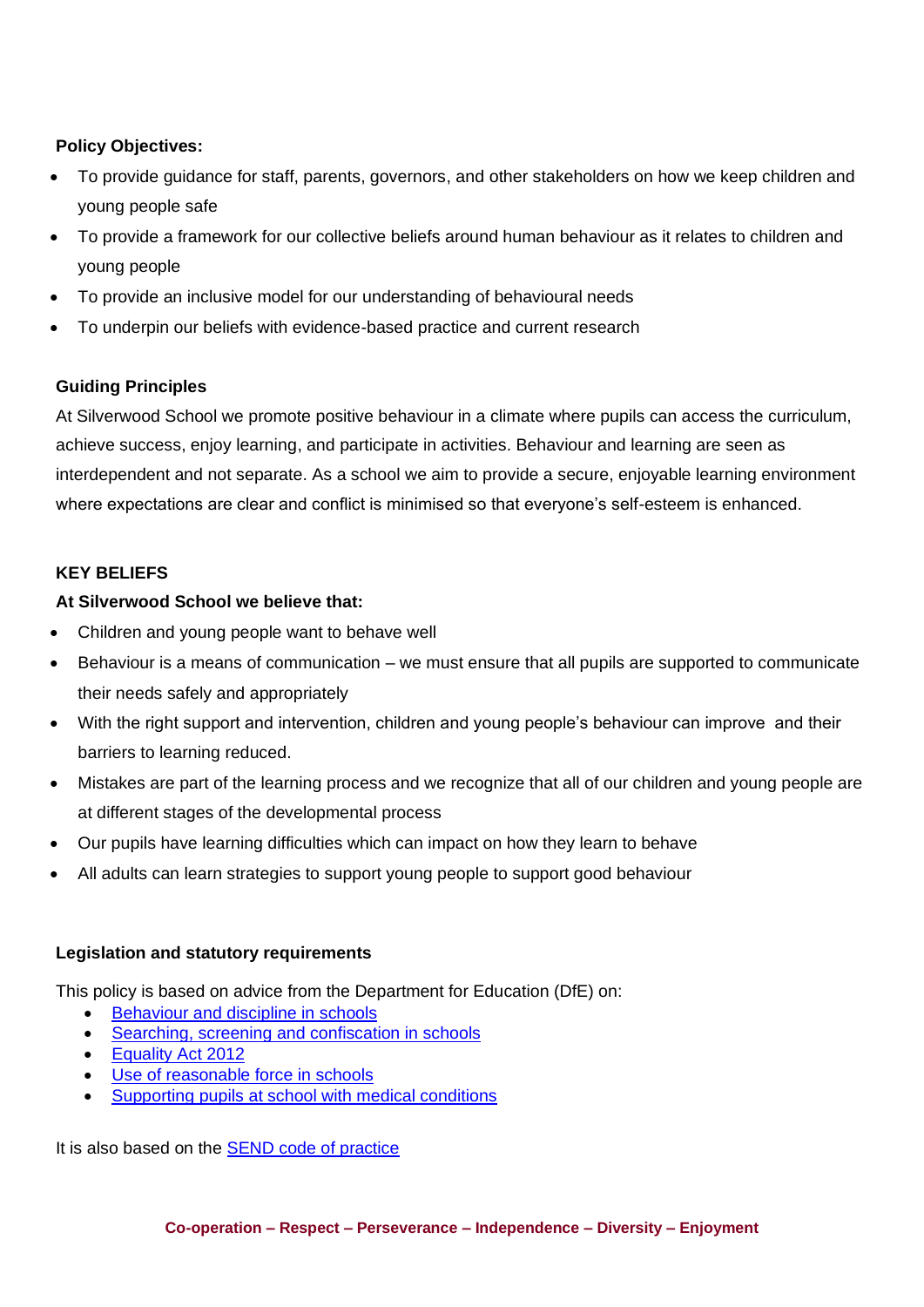**Policy Objectives:**

- To provide guidance for staff, parents, governors, and other stakeholders on how we keep children and young people safe
- To provide a framework for our collective beliefs around human behaviour as it relates to children and young people
- To provide an inclusive model for our understanding of behavioural needs
- To underpin our beliefs with evidence-based practice and current research

**Guiding Principles**

At Silverwood School we promote positive behaviour in a climate where pupils can access the curriculum, achieve success, enjoy learning, and participate in activities. Behaviour and learning are seen as interdependent and not separate. As a school we aim to provide a secure, enjoyable learning environment where expectations are clear and conflict is minimised so that everyone's self-esteem is enhanced.

**KEY BELIEFS**

**At Silverwood School we believe that:**

- Children and young people want to behave well
- Behaviour is a means of communication – we must ensure that all pupils are supported to communicate their needs safely and appropriately
- With the right support and intervention, children and young people's behaviour can improve and their barriers to learning reduced.
- Mistakes are part of the learning process and we recognize that all of our children and young people are at different stages of the developmental process
- Our pupils have learning difficulties which can impact on how they learn to behave
- All adults can learn strategies to support young people to support good behaviour

**Legislation and statutory requirements**

This policy is based on advice from the Department for Education (DfE) on:

- Behaviour and discipline in schools
- Searching, screening and confiscation in schools
- Equality Act 2012
- Use of reasonable force in schools
- Supporting pupils at school with medical conditions

It is also based on the SEND code of practice

**Co-operation – Respect – Perseverance – Independence – Diversity – Enjoyment**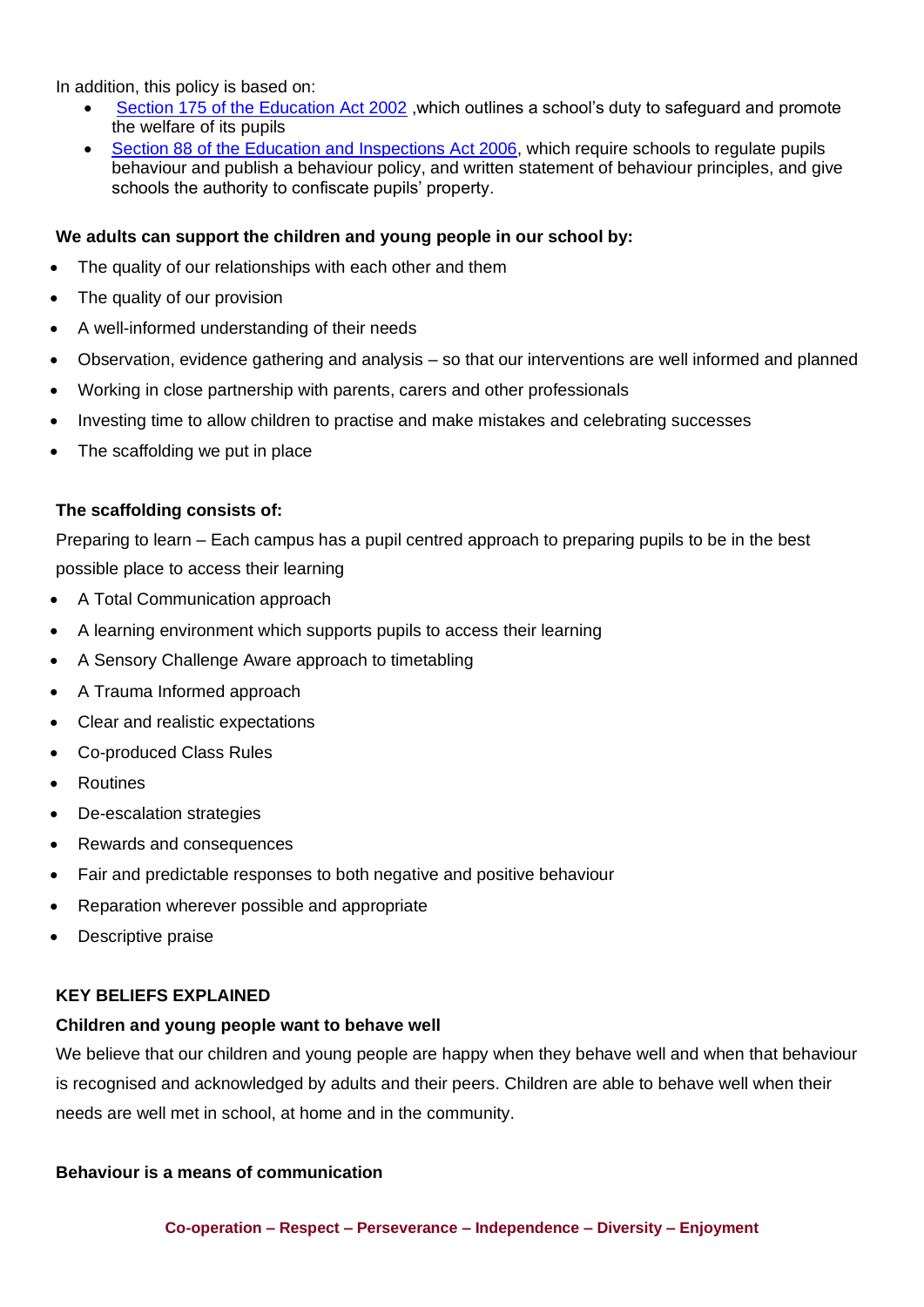In addition, this policy is based on:

- [Section 175 of the Education Act 2002](#) ,which outlines a school's duty to safeguard and promote the welfare of its pupils
- [Section 88 of the Education and Inspections Act 2006](#), which require schools to regulate pupils behaviour and publish a behaviour policy, and written statement of behaviour principles, and give schools the authority to confiscate pupils' property.

**We adults can support the children and young people in our school by:**

- The quality of our relationships with each other and them
- The quality of our provision
- A well-informed understanding of their needs
- Observation, evidence gathering and analysis – so that our interventions are well informed and planned
- Working in close partnership with parents, carers and other professionals
- Investing time to allow children to practise and make mistakes and celebrating successes
- The scaffolding we put in place

**The scaffolding consists of:**

Preparing to learn – Each campus has a pupil centred approach to preparing pupils to be in the best possible place to access their learning

- A Total Communication approach
- A learning environment which supports pupils to access their learning
- A Sensory Challenge Aware approach to timetabling
- A Trauma Informed approach
- Clear and realistic expectations
- Co-produced Class Rules
- Routines
- De-escalation strategies
- Rewards and consequences
- Fair and predictable responses to both negative and positive behaviour
- Reparation wherever possible and appropriate
- Descriptive praise

**KEY BELIEFS EXPLAINED**

**Children and young people want to behave well**

We believe that our children and young people are happy when they behave well and when that behaviour is recognised and acknowledged by adults and their peers. Children are able to behave well when their needs are well met in school, at home and in the community.

**Behaviour is a means of communication**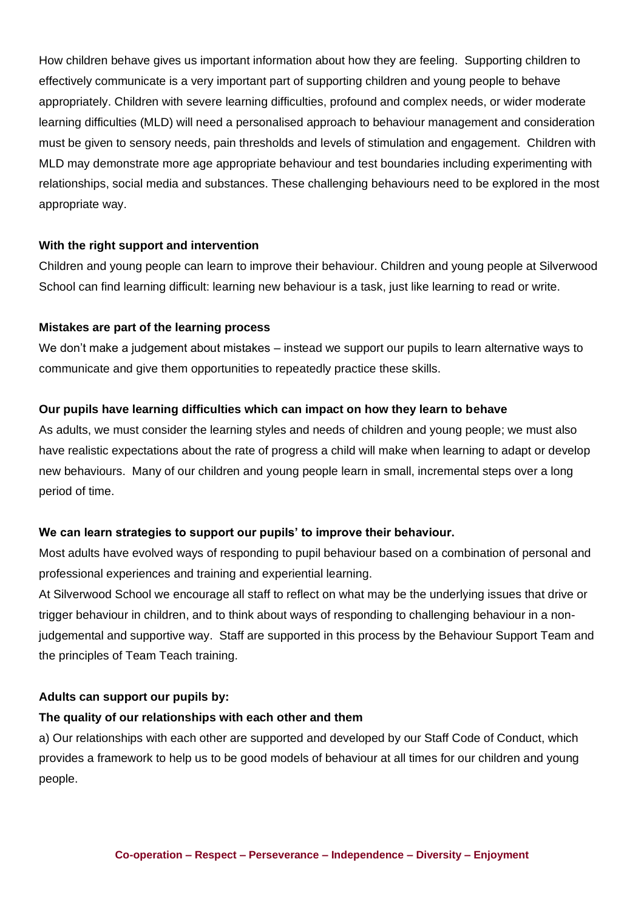How children behave gives us important information about how they are feeling. Supporting children to effectively communicate is a very important part of supporting children and young people to behave appropriately. Children with severe learning difficulties, profound and complex needs, or wider moderate learning difficulties (MLD) will need a personalised approach to behaviour management and consideration must be given to sensory needs, pain thresholds and levels of stimulation and engagement. Children with MLD may demonstrate more age appropriate behaviour and test boundaries including experimenting with relationships, social media and substances. These challenging behaviours need to be explored in the most appropriate way.

**With the right support and intervention**

Children and young people can learn to improve their behaviour. Children and young people at Silverwood School can find learning difficult: learning new behaviour is a task, just like learning to read or write.

**Mistakes are part of the learning process**

We don't make a judgement about mistakes – instead we support our pupils to learn alternative ways to communicate and give them opportunities to repeatedly practice these skills.

**Our pupils have learning difficulties which can impact on how they learn to behave**

As adults, we must consider the learning styles and needs of children and young people; we must also have realistic expectations about the rate of progress a child will make when learning to adapt or develop new behaviours. Many of our children and young people learn in small, incremental steps over a long period of time.

**We can learn strategies to support our pupils' to improve their behaviour.**

Most adults have evolved ways of responding to pupil behaviour based on a combination of personal and professional experiences and training and experiential learning.

At Silverwood School we encourage all staff to reflect on what may be the underlying issues that drive or trigger behaviour in children, and to think about ways of responding to challenging behaviour in a non-judgemental and supportive way. Staff are supported in this process by the Behaviour Support Team and the principles of Team Teach training.

**Adults can support our pupils by:**

**The quality of our relationships with each other and them**

a) Our relationships with each other are supported and developed by our Staff Code of Conduct, which provides a framework to help us to be good models of behaviour at all times for our children and young people.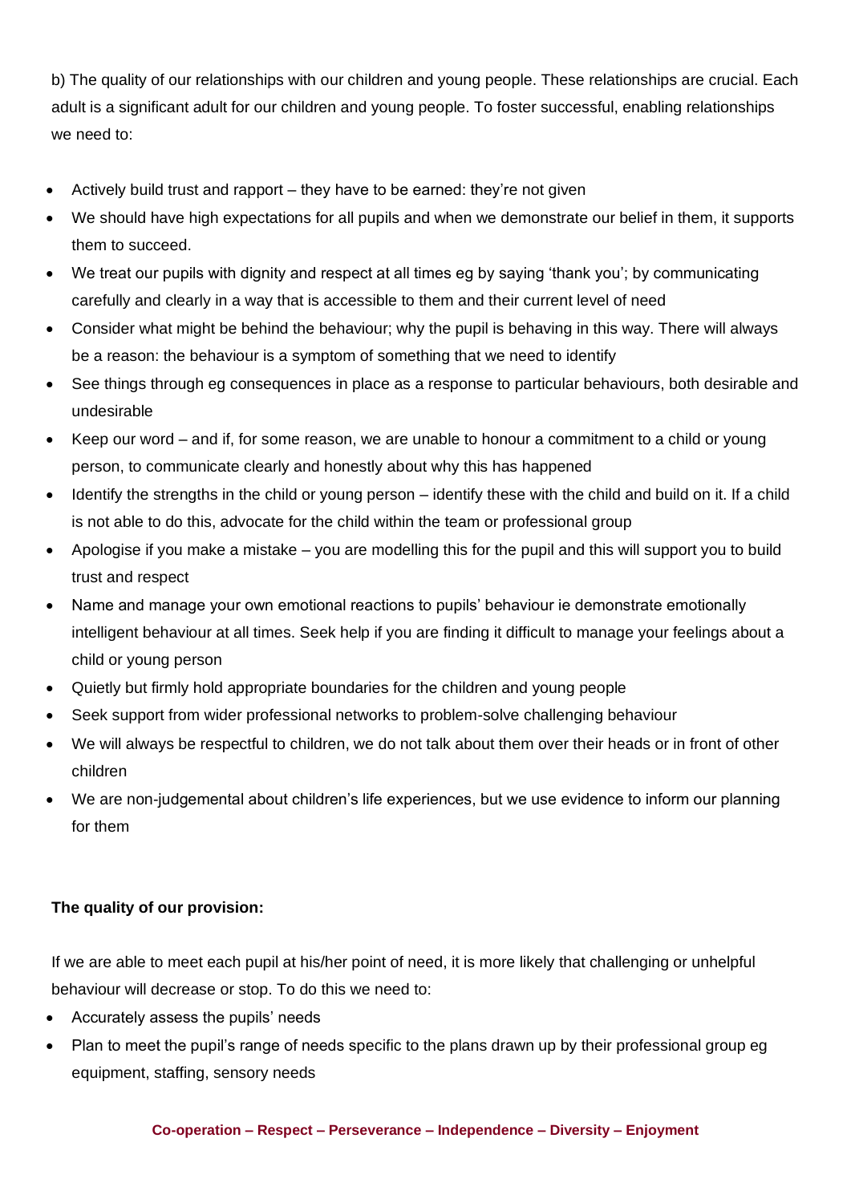b) The quality of our relationships with our children and young people. These relationships are crucial. Each adult is a significant adult for our children and young people. To foster successful, enabling relationships we need to:

- Actively build trust and rapport – they have to be earned: they're not given
- We should have high expectations for all pupils and when we demonstrate our belief in them, it supports them to succeed.
- We treat our pupils with dignity and respect at all times eg by saying 'thank you'; by communicating carefully and clearly in a way that is accessible to them and their current level of need
- Consider what might be behind the behaviour; why the pupil is behaving in this way. There will always be a reason: the behaviour is a symptom of something that we need to identify
- See things through eg consequences in place as a response to particular behaviours, both desirable and undesirable
- Keep our word – and if, for some reason, we are unable to honour a commitment to a child or young person, to communicate clearly and honestly about why this has happened
- Identify the strengths in the child or young person – identify these with the child and build on it. If a child is not able to do this, advocate for the child within the team or professional group
- Apologise if you make a mistake – you are modelling this for the pupil and this will support you to build trust and respect
- Name and manage your own emotional reactions to pupils' behaviour ie demonstrate emotionally intelligent behaviour at all times. Seek help if you are finding it difficult to manage your feelings about a child or young person
- Quietly but firmly hold appropriate boundaries for the children and young people
- Seek support from wider professional networks to problem-solve challenging behaviour
- We will always be respectful to children, we do not talk about them over their heads or in front of other children
- We are non-judgemental about children's life experiences, but we use evidence to inform our planning for them

**The quality of our provision:**

If we are able to meet each pupil at his/her point of need, it is more likely that challenging or unhelpful behaviour will decrease or stop. To do this we need to:

- Accurately assess the pupils' needs
- Plan to meet the pupil's range of needs specific to the plans drawn up by their professional group eg equipment, staffing, sensory needs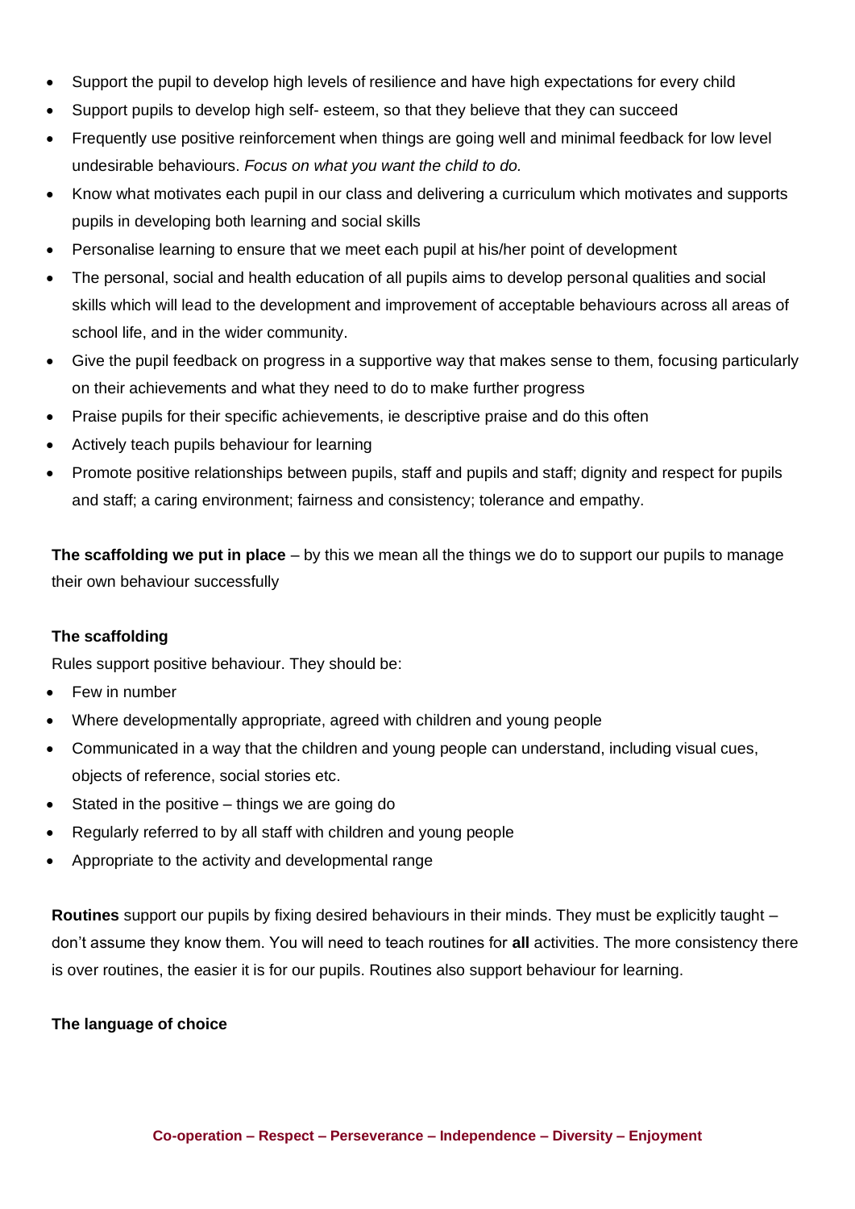- Support the pupil to develop high levels of resilience and have high expectations for every child
- Support pupils to develop high self- esteem, so that they believe that they can succeed
- Frequently use positive reinforcement when things are going well and minimal feedback for low level undesirable behaviours. *Focus on what you want the child to do.*
- Know what motivates each pupil in our class and delivering a curriculum which motivates and supports pupils in developing both learning and social skills
- Personalise learning to ensure that we meet each pupil at his/her point of development
- The personal, social and health education of all pupils aims to develop personal qualities and social skills which will lead to the development and improvement of acceptable behaviours across all areas of school life, and in the wider community.
- Give the pupil feedback on progress in a supportive way that makes sense to them, focusing particularly on their achievements and what they need to do to make further progress
- Praise pupils for their specific achievements, ie descriptive praise and do this often
- Actively teach pupils behaviour for learning
- Promote positive relationships between pupils, staff and pupils and staff; dignity and respect for pupils and staff; a caring environment; fairness and consistency; tolerance and empathy.

**The scaffolding we put in place** – by this we mean all the things we do to support our pupils to manage their own behaviour successfully

**The scaffolding**

Rules support positive behaviour. They should be:

- Few in number
- Where developmentally appropriate, agreed with children and young people
- Communicated in a way that the children and young people can understand, including visual cues, objects of reference, social stories etc.
- Stated in the positive – things we are going do
- Regularly referred to by all staff with children and young people
- Appropriate to the activity and developmental range

**Routines** support our pupils by fixing desired behaviours in their minds. They must be explicitly taught – don't assume they know them. You will need to teach routines for **all** activities. The more consistency there is over routines, the easier it is for our pupils. Routines also support behaviour for learning.

**The language of choice**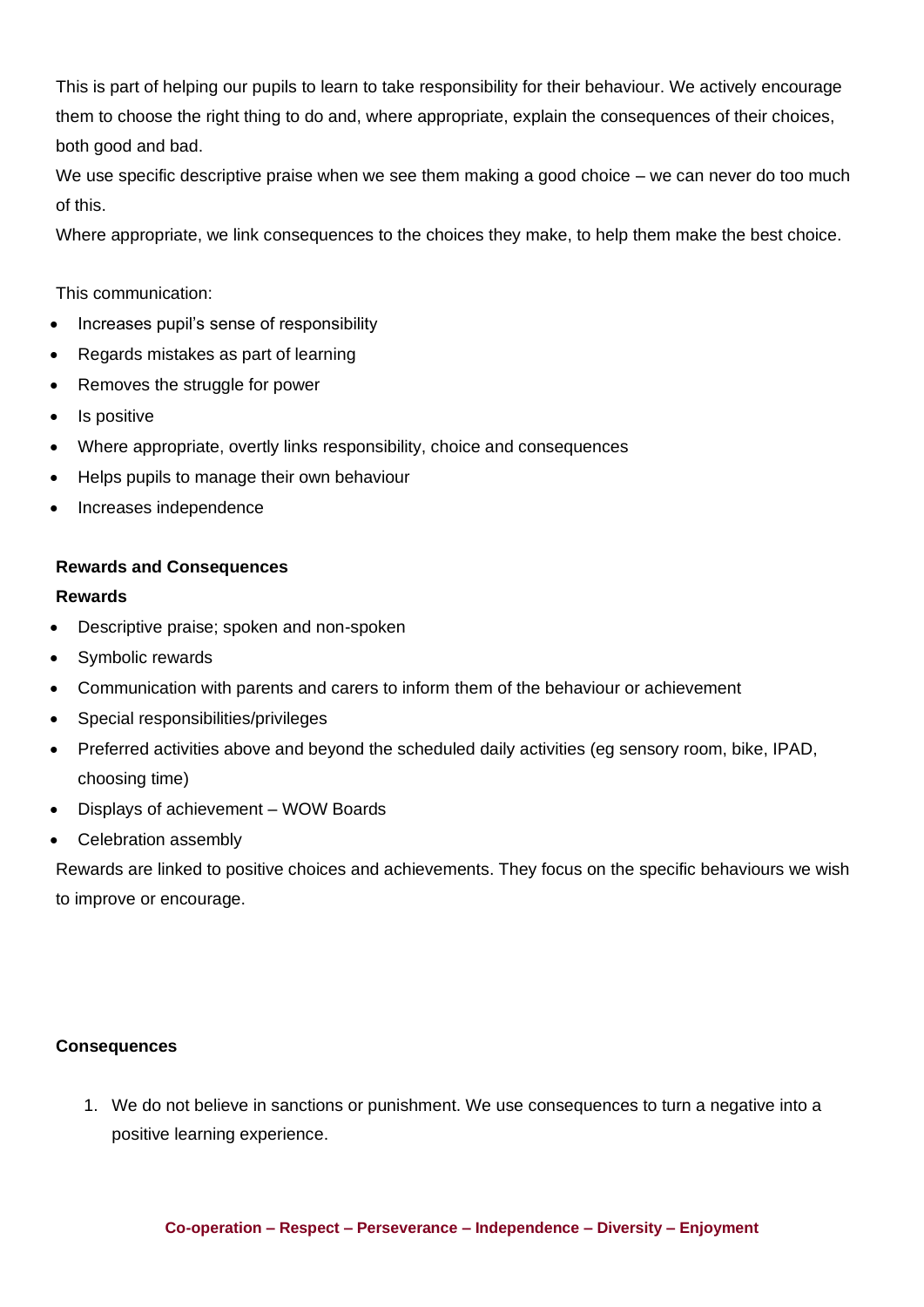This is part of helping our pupils to learn to take responsibility for their behaviour. We actively encourage them to choose the right thing to do and, where appropriate, explain the consequences of their choices, both good and bad.

We use specific descriptive praise when we see them making a good choice – we can never do too much of this.

Where appropriate, we link consequences to the choices they make, to help them make the best choice.

This communication:

- Increases pupil's sense of responsibility
- Regards mistakes as part of learning
- Removes the struggle for power
- Is positive
- Where appropriate, overtly links responsibility, choice and consequences
- Helps pupils to manage their own behaviour
- Increases independence

**Rewards and Consequences**

**Rewards**

- Descriptive praise; spoken and non-spoken
- Symbolic rewards
- Communication with parents and carers to inform them of the behaviour or achievement
- Special responsibilities/privileges
- Preferred activities above and beyond the scheduled daily activities (eg sensory room, bike, IPAD, choosing time)
- Displays of achievement – WOW Boards
- Celebration assembly

Rewards are linked to positive choices and achievements. They focus on the specific behaviours we wish to improve or encourage.

**Consequences**

1. We do not believe in sanctions or punishment. We use consequences to turn a negative into a positive learning experience.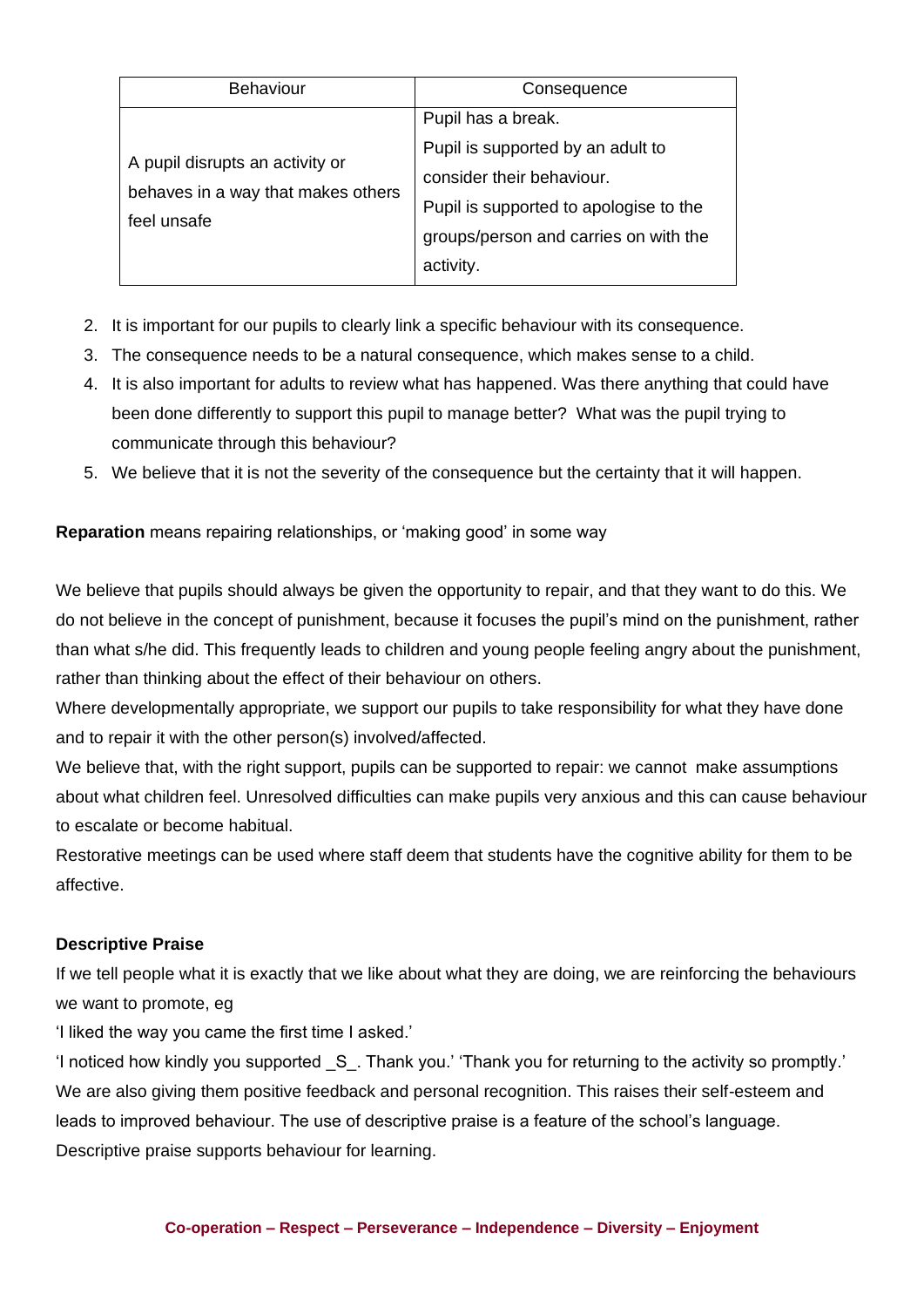| Behaviour | Consequence |
| --- | --- |
| A pupil disrupts an activity or behaves in a way that makes others feel unsafe | Pupil has a break.<br>Pupil is supported by an adult to consider their behaviour.<br>Pupil is supported to apologise to the groups/person and carries on with the activity. |

2. It is important for our pupils to clearly link a specific behaviour with its consequence.
3. The consequence needs to be a natural consequence, which makes sense to a child.
4. It is also important for adults to review what has happened. Was there anything that could have been done differently to support this pupil to manage better? What was the pupil trying to communicate through this behaviour?
5. We believe that it is not the severity of the consequence but the certainty that it will happen.

**Reparation** means repairing relationships, or 'making good' in some way

We believe that pupils should always be given the opportunity to repair, and that they want to do this. We do not believe in the concept of punishment, because it focuses the pupil's mind on the punishment, rather than what s/he did. This frequently leads to children and young people feeling angry about the punishment, rather than thinking about the effect of their behaviour on others.
Where developmentally appropriate, we support our pupils to take responsibility for what they have done and to repair it with the other person(s) involved/affected.
We believe that, with the right support, pupils can be supported to repair: we cannot make assumptions about what children feel. Unresolved difficulties can make pupils very anxious and this can cause behaviour to escalate or become habitual.
Restorative meetings can be used where staff deem that students have the cognitive ability for them to be affective.

**Descriptive Praise**

If we tell people what it is exactly that we like about what they are doing, we are reinforcing the behaviours we want to promote, eg
'I liked the way you came the first time I asked.'
'I noticed how kindly you supported _S_. Thank you.' 'Thank you for returning to the activity so promptly.'
We are also giving them positive feedback and personal recognition. This raises their self-esteem and leads to improved behaviour. The use of descriptive praise is a feature of the school's language.
Descriptive praise supports behaviour for learning.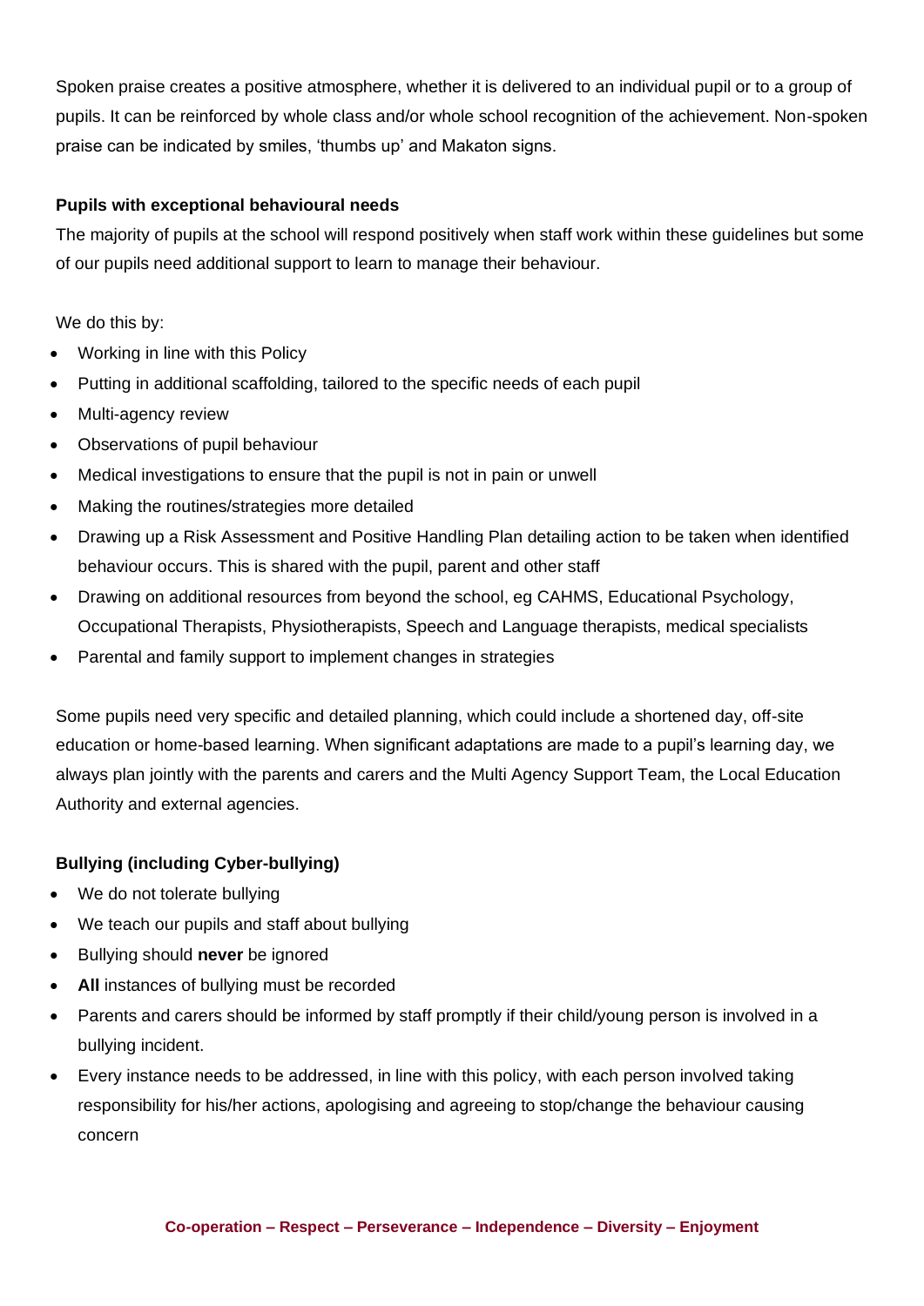Spoken praise creates a positive atmosphere, whether it is delivered to an individual pupil or to a group of pupils. It can be reinforced by whole class and/or whole school recognition of the achievement. Non-spoken praise can be indicated by smiles, 'thumbs up' and Makaton signs.

**Pupils with exceptional behavioural needs**

The majority of pupils at the school will respond positively when staff work within these guidelines but some of our pupils need additional support to learn to manage their behaviour.

We do this by:

- Working in line with this Policy
- Putting in additional scaffolding, tailored to the specific needs of each pupil
- Multi-agency review
- Observations of pupil behaviour
- Medical investigations to ensure that the pupil is not in pain or unwell
- Making the routines/strategies more detailed
- Drawing up a Risk Assessment and Positive Handling Plan detailing action to be taken when identified behaviour occurs. This is shared with the pupil, parent and other staff
- Drawing on additional resources from beyond the school, eg CAHMS, Educational Psychology, Occupational Therapists, Physiotherapists, Speech and Language therapists, medical specialists
- Parental and family support to implement changes in strategies

Some pupils need very specific and detailed planning, which could include a shortened day, off-site education or home-based learning. When significant adaptations are made to a pupil's learning day, we always plan jointly with the parents and carers and the Multi Agency Support Team, the Local Education Authority and external agencies.

**Bullying (including Cyber-bullying)**

- We do not tolerate bullying
- We teach our pupils and staff about bullying
- Bullying should **never** be ignored
- **All** instances of bullying must be recorded
- Parents and carers should be informed by staff promptly if their child/young person is involved in a bullying incident.
- Every instance needs to be addressed, in line with this policy, with each person involved taking responsibility for his/her actions, apologising and agreeing to stop/change the behaviour causing concern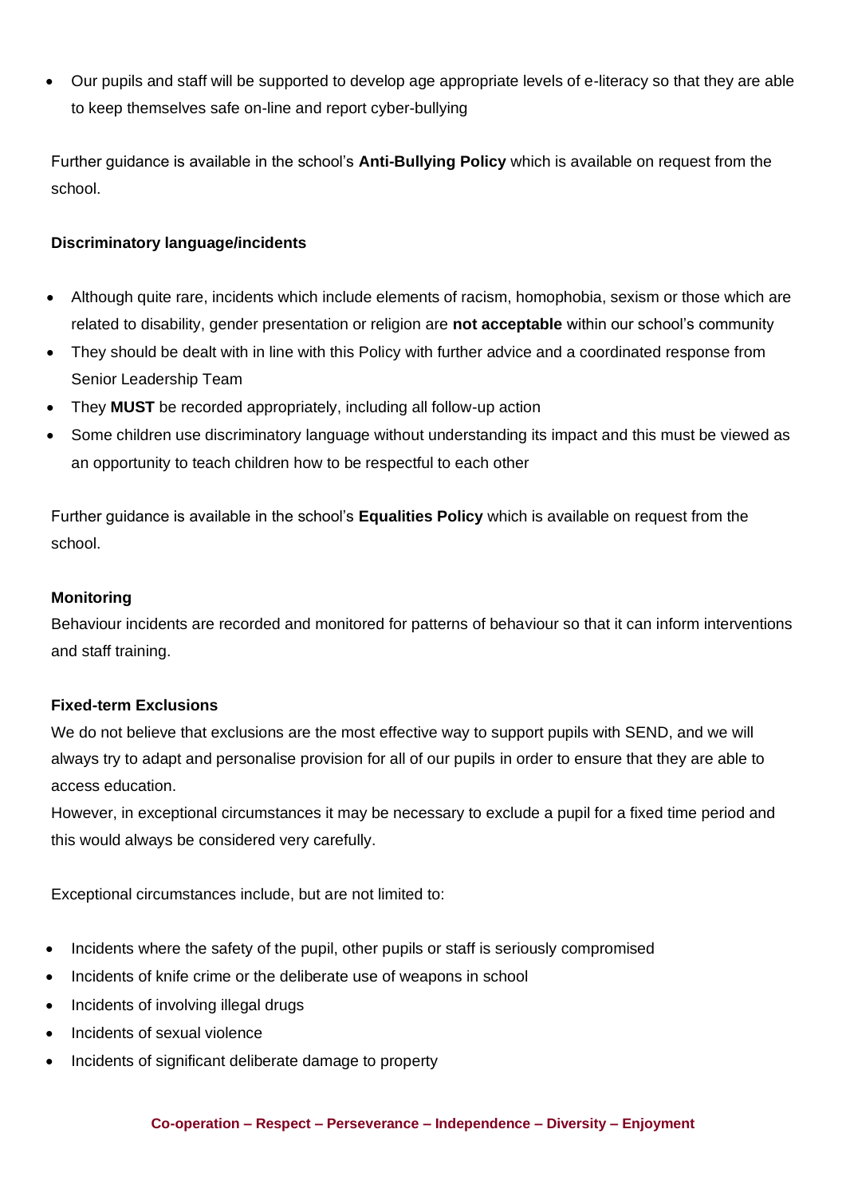- Our pupils and staff will be supported to develop age appropriate levels of e-literacy so that they are able to keep themselves safe on-line and report cyber-bullying

Further guidance is available in the school's **Anti-Bullying Policy** which is available on request from the school.

**Discriminatory language/incidents**

- Although quite rare, incidents which include elements of racism, homophobia, sexism or those which are related to disability, gender presentation or religion are **not acceptable** within our school's community
- They should be dealt with in line with this Policy with further advice and a coordinated response from Senior Leadership Team
- They **MUST** be recorded appropriately, including all follow-up action
- Some children use discriminatory language without understanding its impact and this must be viewed as an opportunity to teach children how to be respectful to each other

Further guidance is available in the school's **Equalities Policy** which is available on request from the school.

**Monitoring**

Behaviour incidents are recorded and monitored for patterns of behaviour so that it can inform interventions and staff training.

**Fixed-term Exclusions**

We do not believe that exclusions are the most effective way to support pupils with SEND, and we will always try to adapt and personalise provision for all of our pupils in order to ensure that they are able to access education.

However, in exceptional circumstances it may be necessary to exclude a pupil for a fixed time period and this would always be considered very carefully.

Exceptional circumstances include, but are not limited to:

- Incidents where the safety of the pupil, other pupils or staff is seriously compromised
- Incidents of knife crime or the deliberate use of weapons in school
- Incidents of involving illegal drugs
- Incidents of sexual violence
- Incidents of significant deliberate damage to property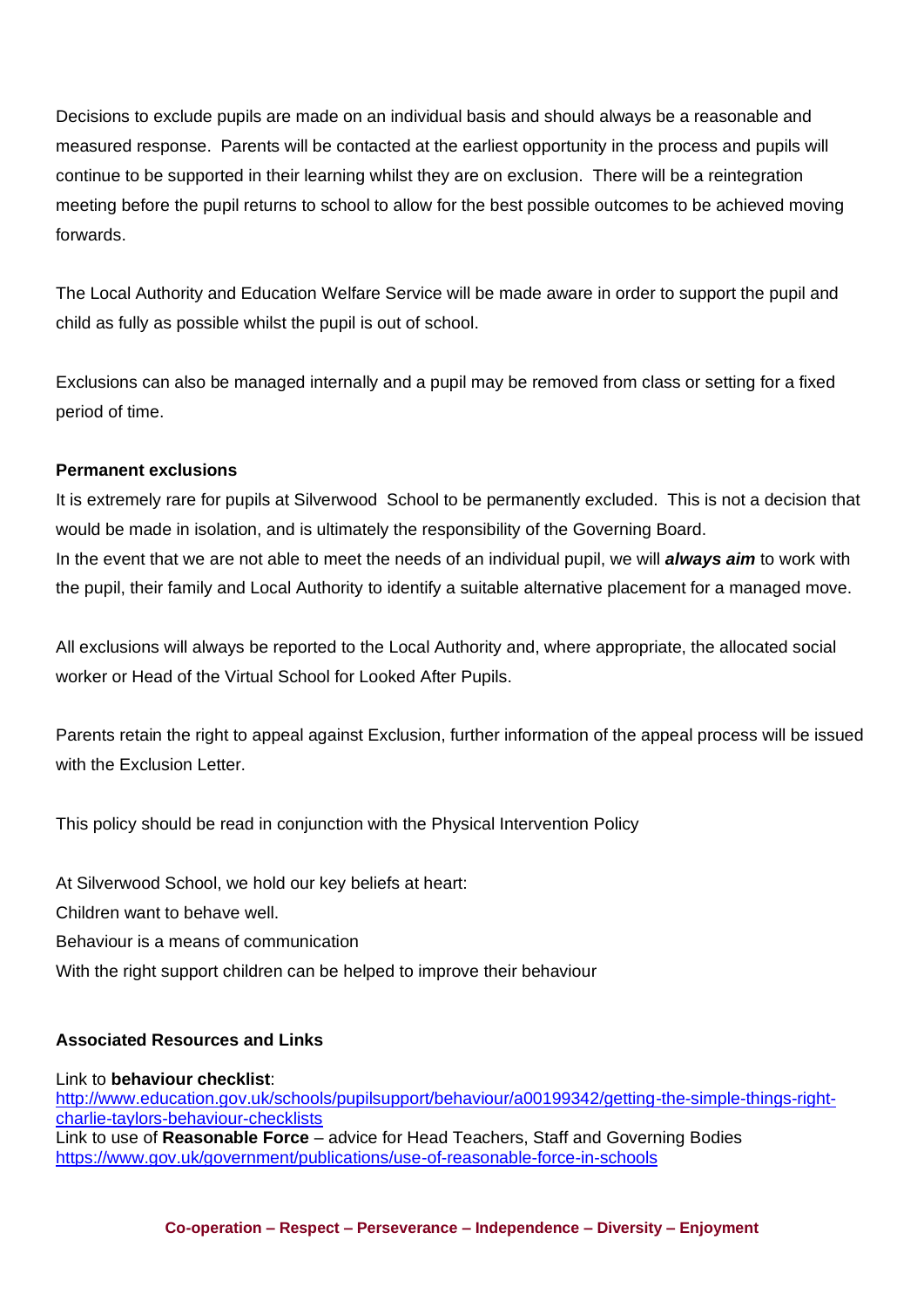Decisions to exclude pupils are made on an individual basis and should always be a reasonable and measured response. Parents will be contacted at the earliest opportunity in the process and pupils will continue to be supported in their learning whilst they are on exclusion. There will be a reintegration meeting before the pupil returns to school to allow for the best possible outcomes to be achieved moving forwards.

The Local Authority and Education Welfare Service will be made aware in order to support the pupil and child as fully as possible whilst the pupil is out of school.

Exclusions can also be managed internally and a pupil may be removed from class or setting for a fixed period of time.

**Permanent exclusions**

It is extremely rare for pupils at Silverwood School to be permanently excluded. This is not a decision that would be made in isolation, and is ultimately the responsibility of the Governing Board.
In the event that we are not able to meet the needs of an individual pupil, we will ***always aim*** to work with the pupil, their family and Local Authority to identify a suitable alternative placement for a managed move.

All exclusions will always be reported to the Local Authority and, where appropriate, the allocated social worker or Head of the Virtual School for Looked After Pupils.

Parents retain the right to appeal against Exclusion, further information of the appeal process will be issued with the Exclusion Letter.

This policy should be read in conjunction with the Physical Intervention Policy

At Silverwood School, we hold our key beliefs at heart:
Children want to behave well.
Behaviour is a means of communication
With the right support children can be helped to improve their behaviour

**Associated Resources and Links**

Link to **behaviour checklist**:
http://www.education.gov.uk/schools/pupilsupport/behaviour/a00199342/getting-the-simple-things-right-charlie-taylors-behaviour-checklists
Link to use of **Reasonable Force** – advice for Head Teachers, Staff and Governing Bodies
https://www.gov.uk/government/publications/use-of-reasonable-force-in-schools

**Co-operation – Respect – Perseverance – Independence – Diversity – Enjoyment**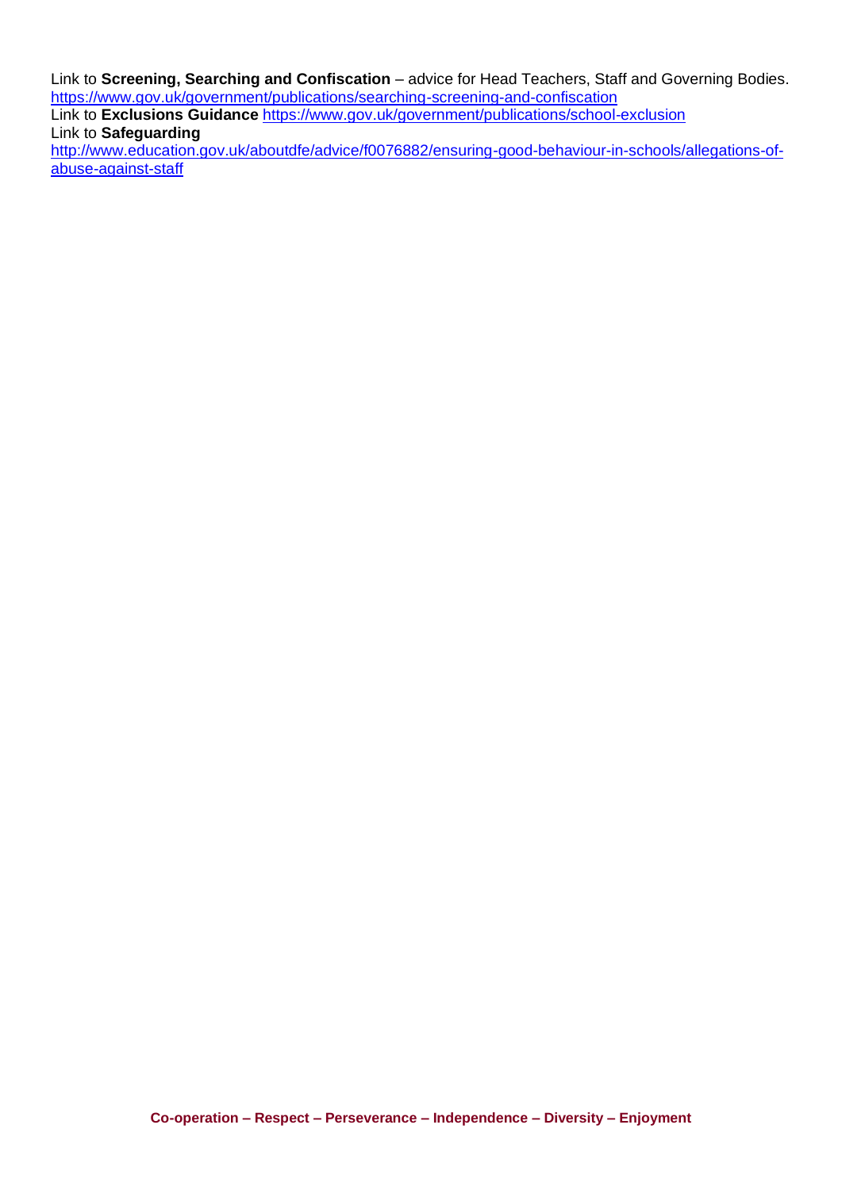Link to **Screening, Searching and Confiscation** – advice for Head Teachers, Staff and Governing Bodies.
https://www.gov.uk/government/publications/searching-screening-and-confiscation
Link to **Exclusions Guidance** https://www.gov.uk/government/publications/school-exclusion
Link to **Safeguarding**
http://www.education.gov.uk/aboutdfe/advice/f0076882/ensuring-good-behaviour-in-schools/allegations-of-abuse-against-staff